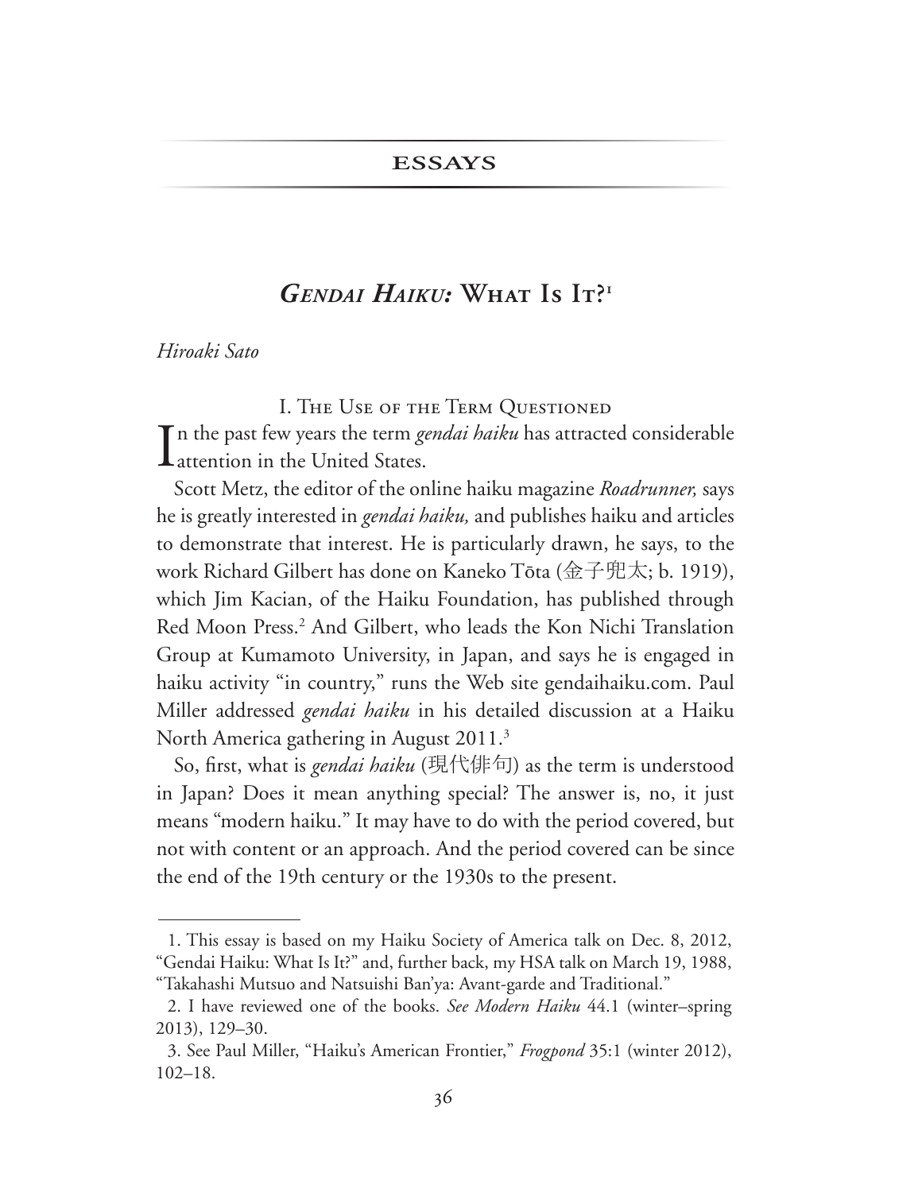## ESSAYS

# *Gendai Haiku:* What Is It?[1]

*Hiroaki Sato*

### I. The Use of the Term Questioned

In the past few years the term *gendai haiku* has attracted considerable attention in the United States.

Scott Metz, the editor of the online haiku magazine *Roadrunner,* says he is greatly interested in *gendai haiku,* and publishes haiku and articles to demonstrate that interest. He is particularly drawn, he says, to the work Richard Gilbert has done on Kaneko Tōta (金子兜太; b. 1919), which Jim Kacian, of the Haiku Foundation, has published through Red Moon Press.[2] And Gilbert, who leads the Kon Nichi Translation Group at Kumamoto University, in Japan, and says he is engaged in haiku activity "in country," runs the Web site gendaihaiku.com. Paul Miller addressed *gendai haiku* in his detailed discussion at a Haiku North America gathering in August 2011.[3]

So, first, what is *gendai haiku* (現代俳句) as the term is understood in Japan? Does it mean anything special? The answer is, no, it just means "modern haiku." It may have to do with the period covered, but not with content or an approach. And the period covered can be since the end of the 19th century or the 1930s to the present.

---

1. This essay is based on my Haiku Society of America talk on Dec. 8, 2012, "Gendai Haiku: What Is It?" and, further back, my HSA talk on March 19, 1988, "Takahashi Mutsuo and Natsuishi Ban'ya: Avant-garde and Traditional."

2. I have reviewed one of the books. *See Modern Haiku* 44.1 (winter–spring 2013), 129–30.

3. See Paul Miller, "Haiku's American Frontier," *Frogpond* 35:1 (winter 2012), 102–18.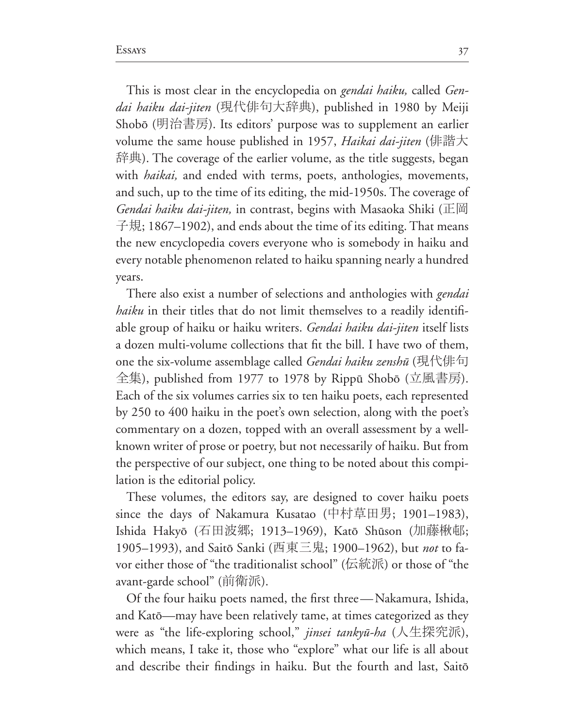This is most clear in the encyclopedia on *gendai haiku,* called *Gendai haiku dai-jiten* (現代俳句大辞典), published in 1980 by Meiji Shobō (明治書房). Its editors' purpose was to supplement an earlier volume the same house published in 1957, *Haikai dai-jiten* (俳諧大辞典). The coverage of the earlier volume, as the title suggests, began with *haikai,* and ended with terms, poets, anthologies, movements, and such, up to the time of its editing, the mid-1950s. The coverage of *Gendai haiku dai-jiten,* in contrast, begins with Masaoka Shiki (正岡子規; 1867–1902), and ends about the time of its editing. That means the new encyclopedia covers everyone who is somebody in haiku and every notable phenomenon related to haiku spanning nearly a hundred years.

There also exist a number of selections and anthologies with *gendai haiku* in their titles that do not limit themselves to a readily identifiable group of haiku or haiku writers. *Gendai haiku dai-jiten* itself lists a dozen multi-volume collections that fit the bill. I have two of them, one the six-volume assemblage called *Gendai haiku zenshū* (現代俳句全集), published from 1977 to 1978 by Rippū Shobō (立風書房). Each of the six volumes carries six to ten haiku poets, each represented by 250 to 400 haiku in the poet's own selection, along with the poet's commentary on a dozen, topped with an overall assessment by a well-known writer of prose or poetry, but not necessarily of haiku. But from the perspective of our subject, one thing to be noted about this compilation is the editorial policy.

These volumes, the editors say, are designed to cover haiku poets since the days of Nakamura Kusatao (中村草田男; 1901–1983), Ishida Hakyō (石田波郷; 1913–1969), Katō Shūson (加藤楸邨; 1905–1993), and Saitō Sanki (西東三鬼; 1900–1962), but *not* to favor either those of "the traditionalist school" (伝統派) or those of "the avant-garde school" (前衛派).

Of the four haiku poets named, the first three—Nakamura, Ishida, and Katō—may have been relatively tame, at times categorized as they were as "the life-exploring school," *jinsei tankyū-ha* (人生探究派), which means, I take it, those who "explore" what our life is all about and describe their findings in haiku. But the fourth and last, Saitō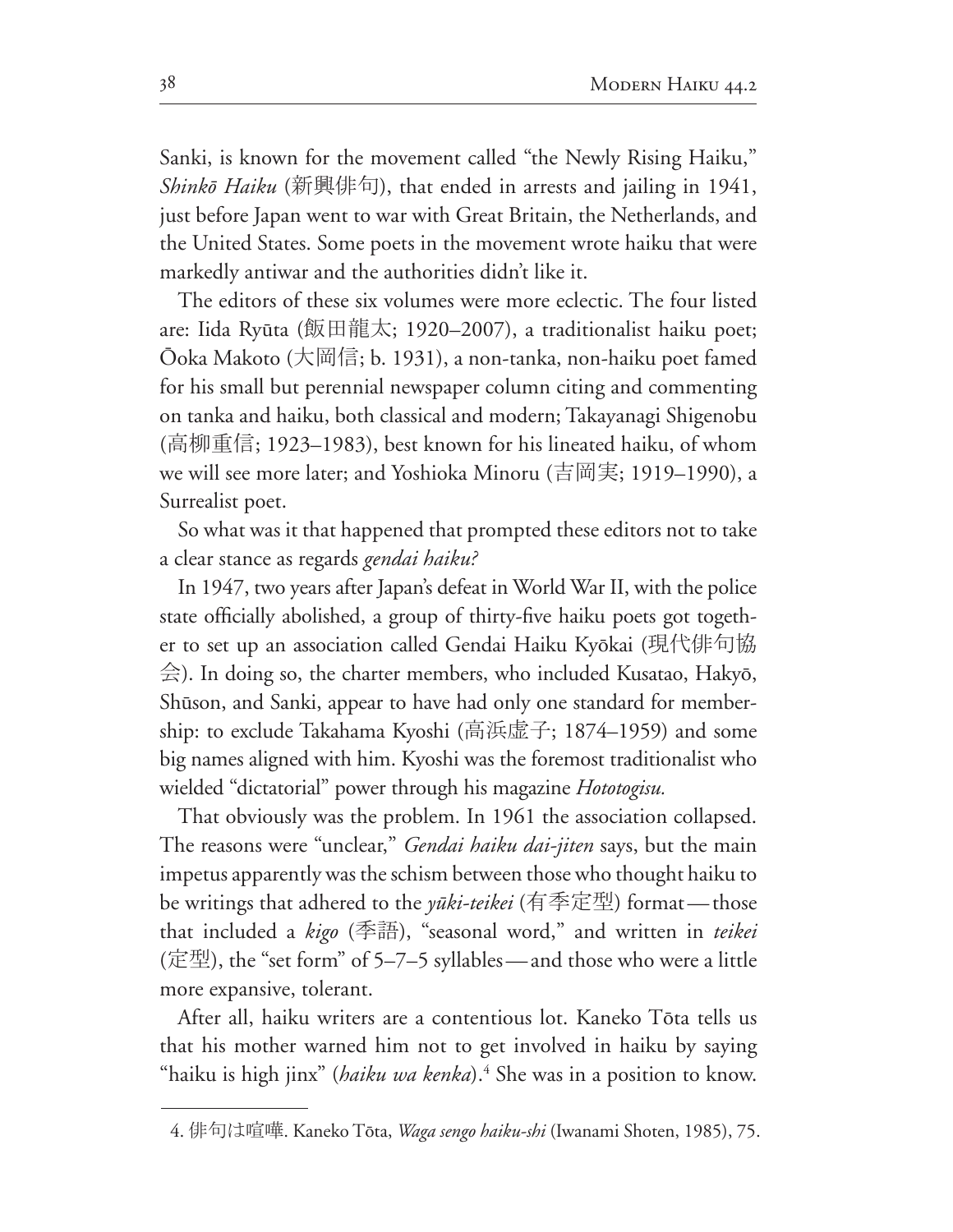Sanki, is known for the movement called "the Newly Rising Haiku," *Shinkō Haiku* (新興俳句), that ended in arrests and jailing in 1941, just before Japan went to war with Great Britain, the Netherlands, and the United States. Some poets in the movement wrote haiku that were markedly antiwar and the authorities didn't like it.

The editors of these six volumes were more eclectic. The four listed are: Iida Ryūta (飯田龍太; 1920–2007), a traditionalist haiku poet; Ōoka Makoto (大岡信; b. 1931), a non-tanka, non-haiku poet famed for his small but perennial newspaper column citing and commenting on tanka and haiku, both classical and modern; Takayanagi Shigenobu (高柳重信; 1923–1983), best known for his lineated haiku, of whom we will see more later; and Yoshioka Minoru (吉岡実; 1919–1990), a Surrealist poet.

So what was it that happened that prompted these editors not to take a clear stance as regards *gendai haiku?*

In 1947, two years after Japan's defeat in World War II, with the police state officially abolished, a group of thirty-five haiku poets got together to set up an association called Gendai Haiku Kyōkai (現代俳句協会). In doing so, the charter members, who included Kusatao, Hakyō, Shūson, and Sanki, appear to have had only one standard for membership: to exclude Takahama Kyoshi (高浜虚子; 1874–1959) and some big names aligned with him. Kyoshi was the foremost traditionalist who wielded "dictatorial" power through his magazine *Hototogisu.*

That obviously was the problem. In 1961 the association collapsed. The reasons were "unclear," *Gendai haiku dai-jiten* says, but the main impetus apparently was the schism between those who thought haiku to be writings that adhered to the *yūki-teikei* (有季定型) format — those that included a *kigo* (季語), "seasonal word," and written in *teikei* (定型), the "set form" of 5–7–5 syllables — and those who were a little more expansive, tolerant.

After all, haiku writers are a contentious lot. Kaneko Tōta tells us that his mother warned him not to get involved in haiku by saying "haiku is high jinx" (*haiku wa kenka*).[4] She was in a position to know.

4. 俳句は喧嘩. Kaneko Tōta, *Waga sengo haiku-shi* (Iwanami Shoten, 1985), 75.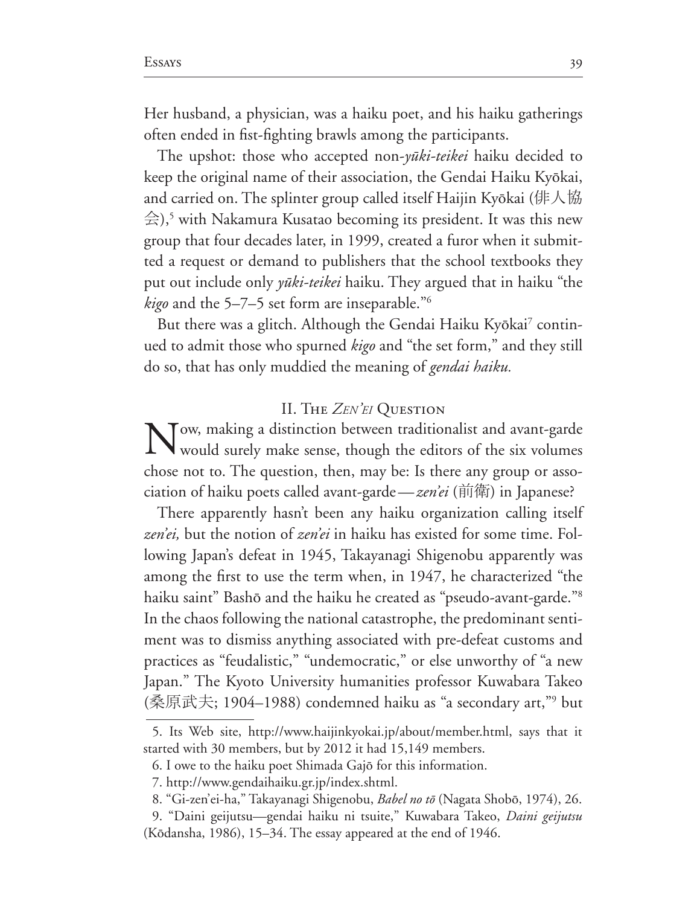Her husband, a physician, was a haiku poet, and his haiku gatherings often ended in fist-fighting brawls among the participants.

The upshot: those who accepted non-*yūki-teikei* haiku decided to keep the original name of their association, the Gendai Haiku Kyōkai, and carried on. The splinter group called itself Haijin Kyōkai (俳人協会),[5] with Nakamura Kusatao becoming its president. It was this new group that four decades later, in 1999, created a furor when it submitted a request or demand to publishers that the school textbooks they put out include only *yūki-teikei* haiku. They argued that in haiku "the *kigo* and the 5–7–5 set form are inseparable."[6]

But there was a glitch. Although the Gendai Haiku Kyōkai[7] continued to admit those who spurned *kigo* and "the set form," and they still do so, that has only muddied the meaning of *gendai haiku.*

## II. The *Zen'ei* Question

Now, making a distinction between traditionalist and avant-garde would surely make sense, though the editors of the six volumes chose not to. The question, then, may be: Is there any group or association of haiku poets called avant-garde—*zen'ei* (前衛) in Japanese?

There apparently hasn't been any haiku organization calling itself *zen'ei,* but the notion of *zen'ei* in haiku has existed for some time. Following Japan's defeat in 1945, Takayanagi Shigenobu apparently was among the first to use the term when, in 1947, he characterized "the haiku saint" Bashō and the haiku he created as "pseudo-avant-garde."[8] In the chaos following the national catastrophe, the predominant sentiment was to dismiss anything associated with pre-defeat customs and practices as "feudalistic," "undemocratic," or else unworthy of "a new Japan." The Kyoto University humanities professor Kuwabara Takeo (桑原武夫; 1904–1988) condemned haiku as "a secondary art,"[9] but

---

5. Its Web site, http://www.haijinkyokai.jp/about/member.html, says that it started with 30 members, but by 2012 it had 15,149 members.

6. I owe to the haiku poet Shimada Gajō for this information.

7. http://www.gendaihaiku.gr.jp/index.shtml.

8. "Gi-zen'ei-ha," Takayanagi Shigenobu, *Babel no tō* (Nagata Shobō, 1974), 26.

9. "Daini geijutsu—gendai haiku ni tsuite," Kuwabara Takeo, *Daini geijutsu* (Kōdansha, 1986), 15–34. The essay appeared at the end of 1946.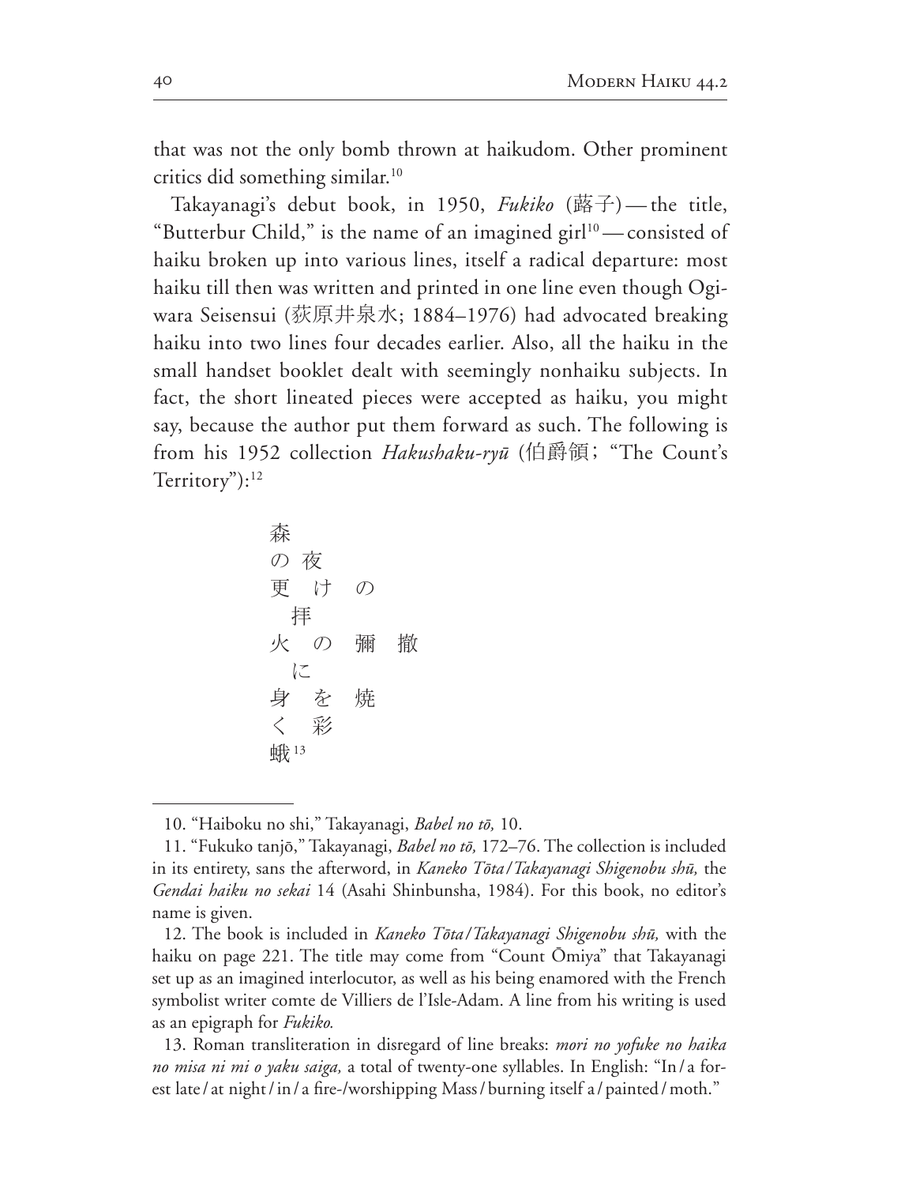that was not the only bomb thrown at haikudom. Other prominent critics did something similar.[10]

Takayanagi's debut book, in 1950, *Fukiko* (蕗子)—the title, "Butterbur Child," is the name of an imagined girl[10]—consisted of haiku broken up into various lines, itself a radical departure: most haiku till then was written and printed in one line even though Ogiwara Seisensui (荻原井泉水; 1884–1976) had advocated breaking haiku into two lines four decades earlier. Also, all the haiku in the small handset booklet dealt with seemingly nonhaiku subjects. In fact, the short lineated pieces were accepted as haiku, you might say, because the author put them forward as such. The following is from his 1952 collection *Hakushaku-ryū* (伯爵領; "The Count's Territory"):[12]

森
の 夜
更 け の
　拝
火 の 彌 撒
　に
身 を 焼
く 彩
蛾[13]

---

10. "Haiboku no shi," Takayanagi, *Babel no tō,* 10.

11. "Fukuko tanjō," Takayanagi, *Babel no tō,* 172–76. The collection is included in its entirety, sans the afterword, in *Kaneko Tōta/Takayanagi Shigenobu shū,* the *Gendai haiku no sekai* 14 (Asahi Shinbunsha, 1984). For this book, no editor's name is given.

12. The book is included in *Kaneko Tōta/Takayanagi Shigenobu shū,* with the haiku on page 221. The title may come from "Count Ōmiya" that Takayanagi set up as an imagined interlocutor, as well as his being enamored with the French symbolist writer comte de Villiers de l'Isle-Adam. A line from his writing is used as an epigraph for *Fukiko.*

13. Roman transliteration in disregard of line breaks: *mori no yofuke no haika no misa ni mi o yaku saiga,* a total of twenty-one syllables. In English: "In/a forest late/at night/in/a fire-/worshipping Mass/burning itself a/painted/moth."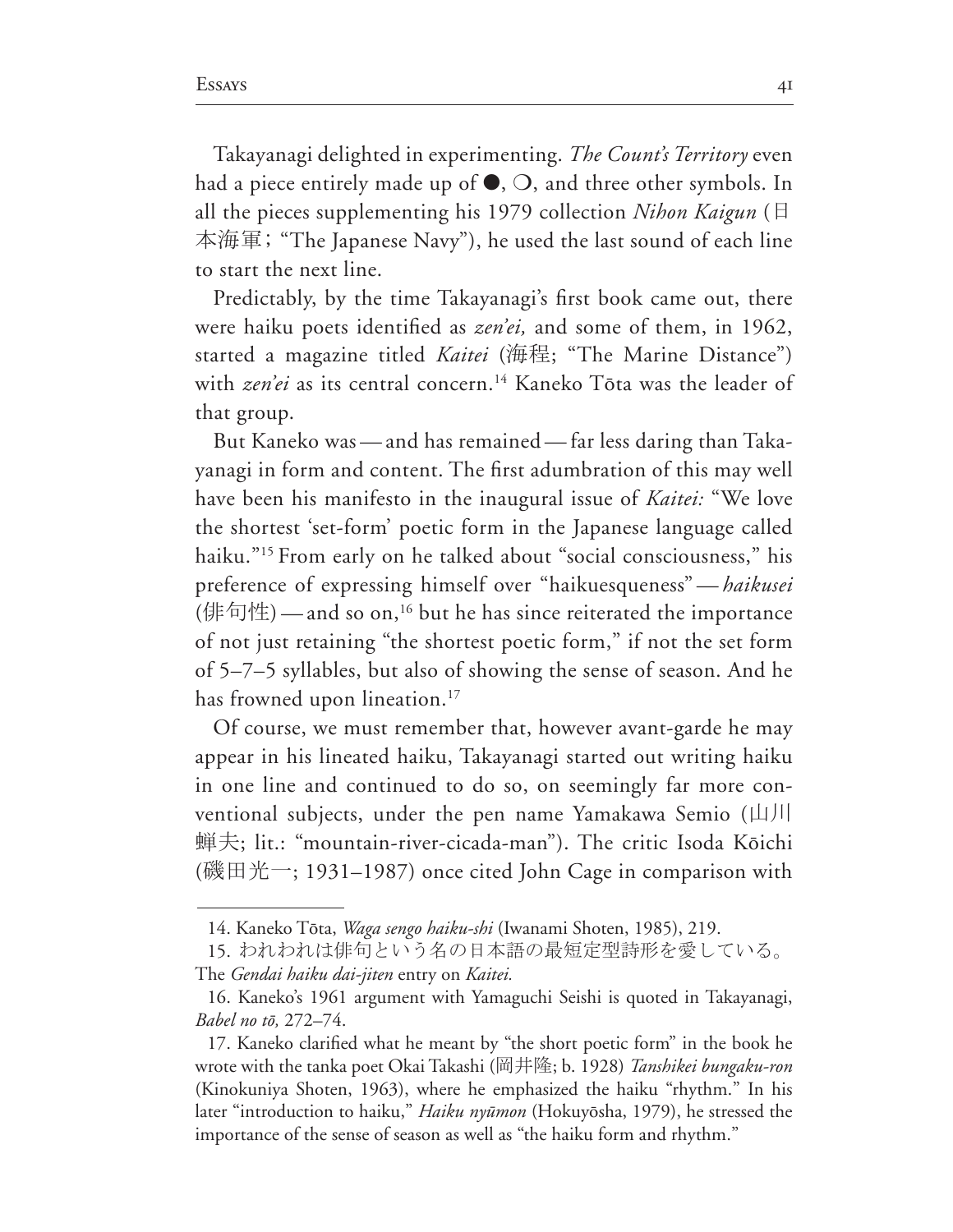Takayanagi delighted in experimenting. *The Count's Territory* even had a piece entirely made up of ●, ❍, and three other symbols. In all the pieces supplementing his 1979 collection *Nihon Kaigun* (日本海軍; "The Japanese Navy"), he used the last sound of each line to start the next line.

Predictably, by the time Takayanagi's first book came out, there were haiku poets identified as *zen'ei,* and some of them, in 1962, started a magazine titled *Kaitei* (海程; "The Marine Distance") with *zen'ei* as its central concern.[14] Kaneko Tōta was the leader of that group.

But Kaneko was — and has remained — far less daring than Takayanagi in form and content. The first adumbration of this may well have been his manifesto in the inaugural issue of *Kaitei:* "We love the shortest 'set-form' poetic form in the Japanese language called haiku."[15] From early on he talked about "social consciousness," his preference of expressing himself over "haikuesqueness" — *haikusei* (俳句性) — and so on,[16] but he has since reiterated the importance of not just retaining "the shortest poetic form," if not the set form of 5–7–5 syllables, but also of showing the sense of season. And he has frowned upon lineation.[17]

Of course, we must remember that, however avant-garde he may appear in his lineated haiku, Takayanagi started out writing haiku in one line and continued to do so, on seemingly far more conventional subjects, under the pen name Yamakawa Semio (山川蝉夫; lit.: "mountain-river-cicada-man"). The critic Isoda Kōichi (磯田光一; 1931–1987) once cited John Cage in comparison with

---

14. Kaneko Tōta, *Waga sengo haiku-shi* (Iwanami Shoten, 1985), 219.

15. われわれは俳句という名の日本語の最短定型詩形を愛している。The *Gendai haiku dai-jiten* entry on *Kaitei.*

16. Kaneko's 1961 argument with Yamaguchi Seishi is quoted in Takayanagi, *Babel no tō,* 272–74.

17. Kaneko clarified what he meant by "the short poetic form" in the book he wrote with the tanka poet Okai Takashi (岡井隆; b. 1928) *Tanshikei bungaku-ron* (Kinokuniya Shoten, 1963), where he emphasized the haiku "rhythm." In his later "introduction to haiku," *Haiku nyūmon* (Hokuyōsha, 1979), he stressed the importance of the sense of season as well as "the haiku form and rhythm."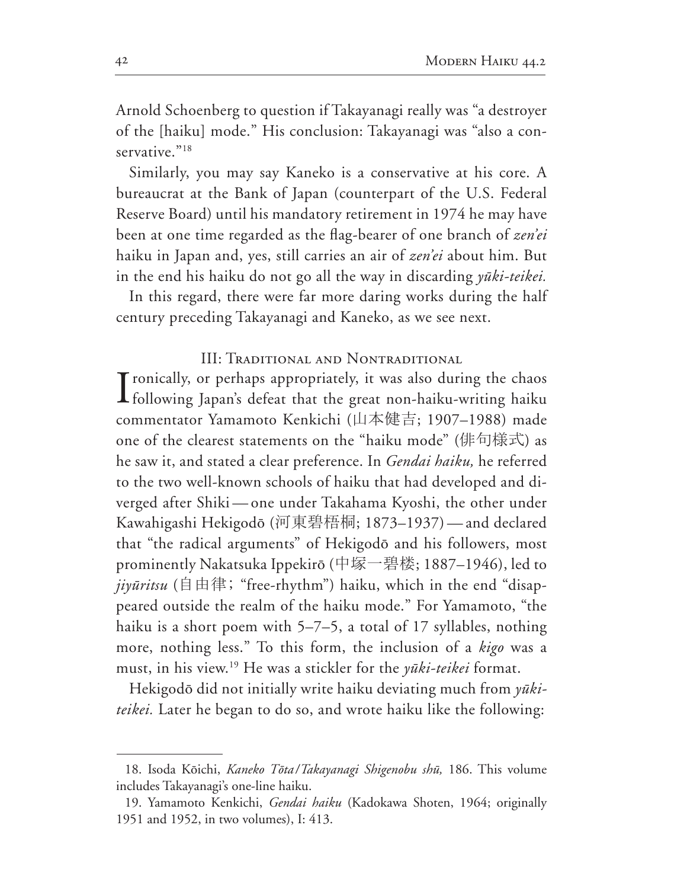Arnold Schoenberg to question if Takayanagi really was "a destroyer of the [haiku] mode." His conclusion: Takayanagi was "also a conservative."[18]

Similarly, you may say Kaneko is a conservative at his core. A bureaucrat at the Bank of Japan (counterpart of the U.S. Federal Reserve Board) until his mandatory retirement in 1974 he may have been at one time regarded as the flag-bearer of one branch of *zen'ei* haiku in Japan and, yes, still carries an air of *zen'ei* about him. But in the end his haiku do not go all the way in discarding *yūki-teikei.*

In this regard, there were far more daring works during the half century preceding Takayanagi and Kaneko, as we see next.

## III: Traditional and Nontraditional

Ironically, or perhaps appropriately, it was also during the chaos following Japan's defeat that the great non-haiku-writing haiku commentator Yamamoto Kenkichi (山本健吉; 1907–1988) made one of the clearest statements on the "haiku mode" (俳句様式) as he saw it, and stated a clear preference. In *Gendai haiku,* he referred to the two well-known schools of haiku that had developed and diverged after Shiki — one under Takahama Kyoshi, the other under Kawahigashi Hekigodō (河東碧梧桐; 1873–1937) — and declared that "the radical arguments" of Hekigodō and his followers, most prominently Nakatsuka Ippekirō (中塚一碧楼; 1887–1946), led to *jiyūritsu* (自由律; "free-rhythm") haiku, which in the end "disappeared outside the realm of the haiku mode." For Yamamoto, "the haiku is a short poem with 5–7–5, a total of 17 syllables, nothing more, nothing less." To this form, the inclusion of a *kigo* was a must, in his view.[19] He was a stickler for the *yūki-teikei* format.

Hekigodō did not initially write haiku deviating much from *yūki-teikei.* Later he began to do so, and wrote haiku like the following:

---

18. Isoda Kōichi, *Kaneko Tōta/Takayanagi Shigenobu shū,* 186. This volume includes Takayanagi's one-line haiku.

19. Yamamoto Kenkichi, *Gendai haiku* (Kadokawa Shoten, 1964; originally 1951 and 1952, in two volumes), I: 413.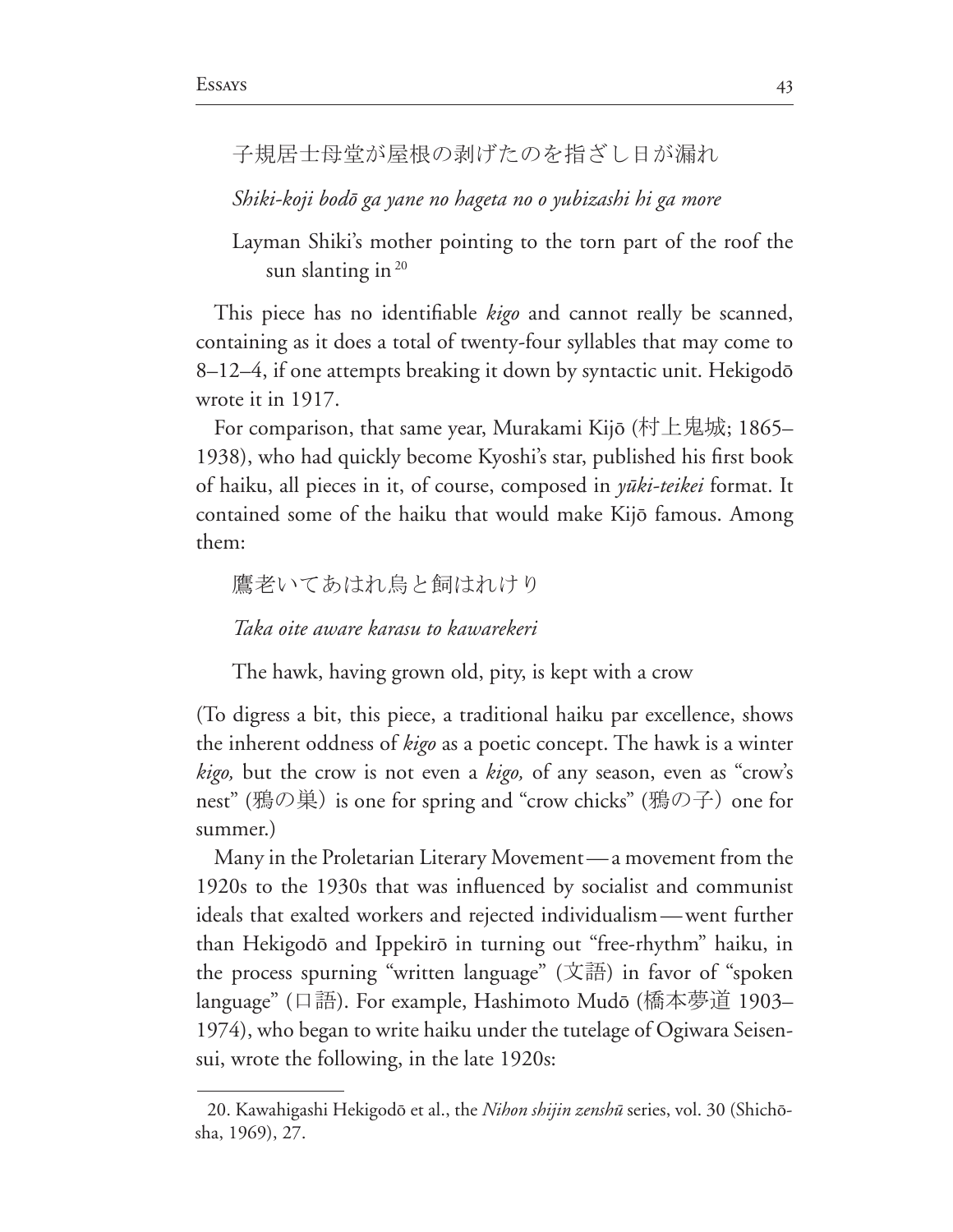子規居士母堂が屋根の剥げたのを指ざし日が漏れ

*Shiki-koji bodō ga yane no hageta no o yubizashi hi ga more*

Layman Shiki's mother pointing to the torn part of the roof the sun slanting in [20]

This piece has no identifiable *kigo* and cannot really be scanned, containing as it does a total of twenty-four syllables that may come to 8–12–4, if one attempts breaking it down by syntactic unit. Hekigodō wrote it in 1917.

For comparison, that same year, Murakami Kijō (村上鬼城; 1865–1938), who had quickly become Kyoshi's star, published his first book of haiku, all pieces in it, of course, composed in *yūki-teikei* format. It contained some of the haiku that would make Kijō famous. Among them:

鷹老いてあはれ烏と飼はれけり

*Taka oite aware karasu to kawarekeri*

The hawk, having grown old, pity, is kept with a crow

(To digress a bit, this piece, a traditional haiku par excellence, shows the inherent oddness of *kigo* as a poetic concept. The hawk is a winter *kigo,* but the crow is not even a *kigo,* of any season, even as "crow's nest" (鴉の巣) is one for spring and "crow chicks" (鴉の子) one for summer.)

Many in the Proletarian Literary Movement—a movement from the 1920s to the 1930s that was influenced by socialist and communist ideals that exalted workers and rejected individualism—went further than Hekigodō and Ippekirō in turning out "free-rhythm" haiku, in the process spurning "written language" (文語) in favor of "spoken language" (口語). For example, Hashimoto Mudō (橋本夢道 1903–1974), who began to write haiku under the tutelage of Ogiwara Seisensui, wrote the following, in the late 1920s:

20. Kawahigashi Hekigodō et al., the *Nihon shijin zenshū* series, vol. 30 (Shichōsha, 1969), 27.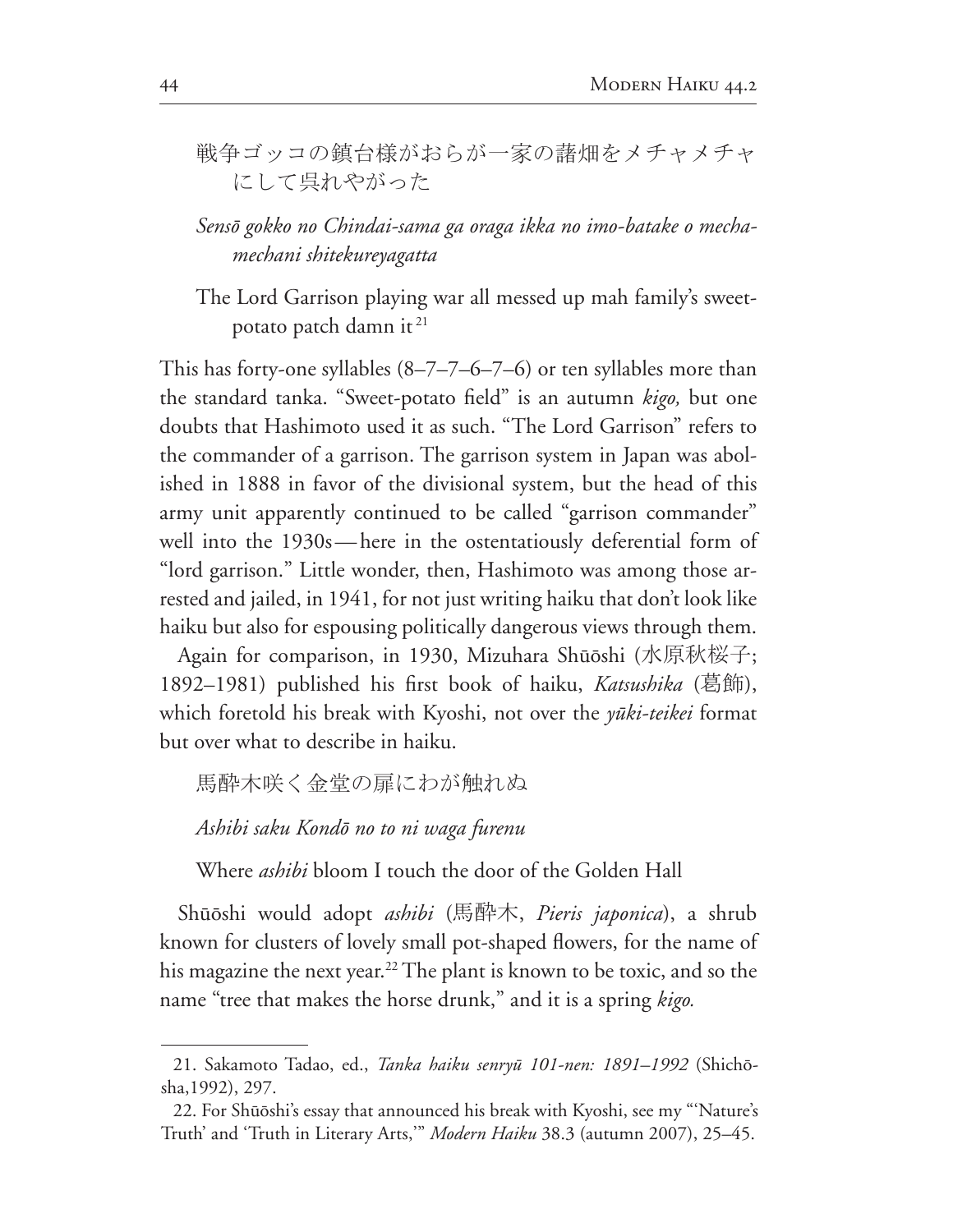戦争ゴッコの鎮台様がおらが一家の藷畑をメチャメチャにして呉れやがった

*Sensō gokko no Chindai-sama ga oraga ikka no imo-batake o mecha-mechani shitekureyagatta*

The Lord Garrison playing war all messed up mah family's sweet-potato patch damn it[21]

This has forty-one syllables (8–7–7–6–7–6) or ten syllables more than the standard tanka. "Sweet-potato field" is an autumn *kigo,* but one doubts that Hashimoto used it as such. "The Lord Garrison" refers to the commander of a garrison. The garrison system in Japan was abolished in 1888 in favor of the divisional system, but the head of this army unit apparently continued to be called "garrison commander" well into the 1930s—here in the ostentatiously deferential form of "lord garrison." Little wonder, then, Hashimoto was among those arrested and jailed, in 1941, for not just writing haiku that don't look like haiku but also for espousing politically dangerous views through them.

Again for comparison, in 1930, Mizuhara Shūōshi (水原秋桜子; 1892–1981) published his first book of haiku, *Katsushika* (葛飾), which foretold his break with Kyoshi, not over the *yūki-teikei* format but over what to describe in haiku.

馬酔木咲く金堂の扉にわが触れぬ

*Ashibi saku Kondō no to ni waga furenu*

Where *ashibi* bloom I touch the door of the Golden Hall

Shūōshi would adopt *ashibi* (馬酔木, *Pieris japonica*), a shrub known for clusters of lovely small pot-shaped flowers, for the name of his magazine the next year.[22] The plant is known to be toxic, and so the name "tree that makes the horse drunk," and it is a spring *kigo.*

---

21. Sakamoto Tadao, ed., *Tanka haiku senryū 101-nen: 1891–1992* (Shichōsha,1992), 297.

22. For Shūōshi's essay that announced his break with Kyoshi, see my "'Nature's Truth' and 'Truth in Literary Arts,'" *Modern Haiku* 38.3 (autumn 2007), 25–45.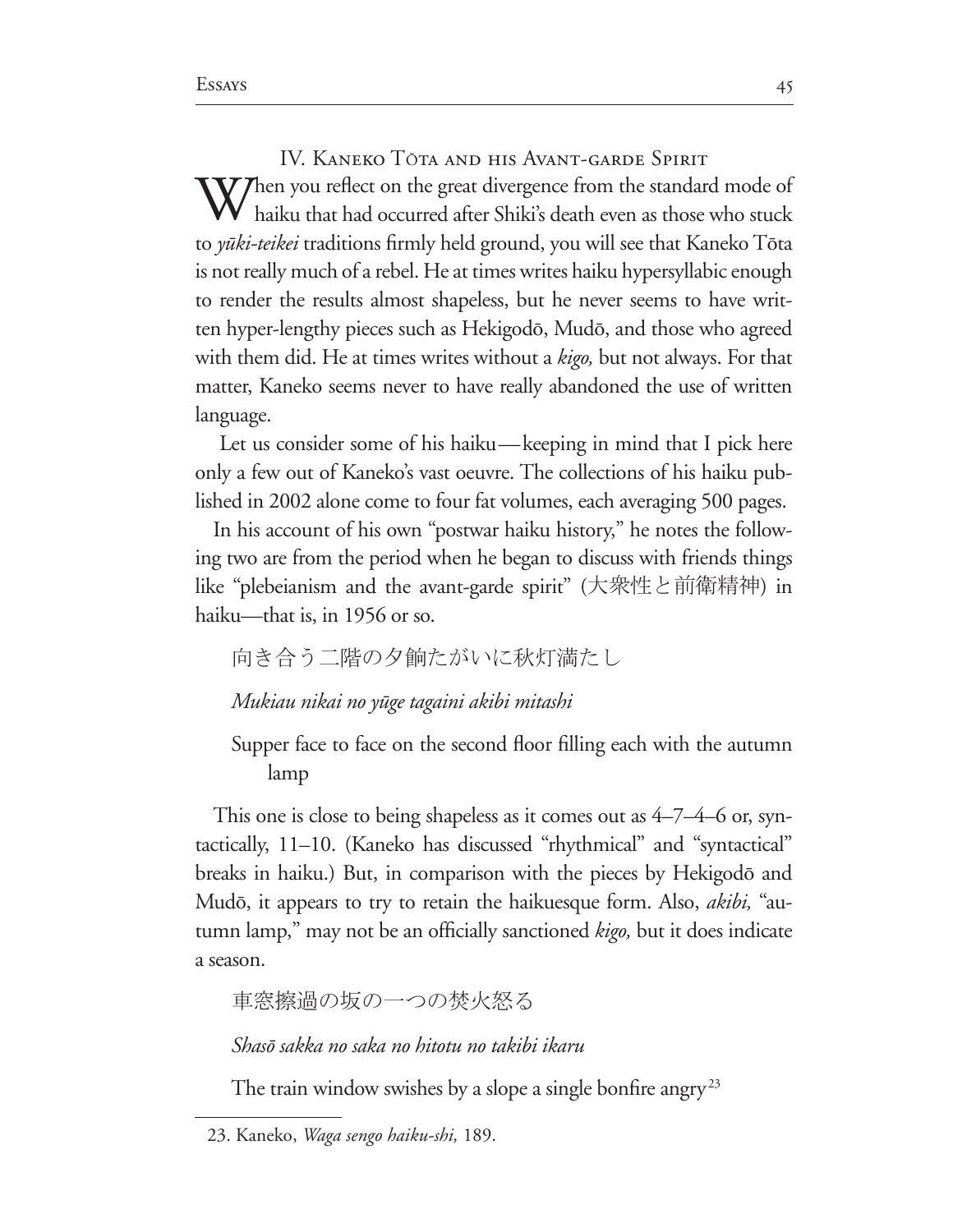## IV. Kaneko Tōta and his Avant-garde Spirit

When you reflect on the great divergence from the standard mode of haiku that had occurred after Shiki's death even as those who stuck to *yūki-teikei* traditions firmly held ground, you will see that Kaneko Tōta is not really much of a rebel. He at times writes haiku hypersyllabic enough to render the results almost shapeless, but he never seems to have written hyper-lengthy pieces such as Hekigodō, Mudō, and those who agreed with them did. He at times writes without a *kigo,* but not always. For that matter, Kaneko seems never to have really abandoned the use of written language.

Let us consider some of his haiku—keeping in mind that I pick here only a few out of Kaneko's vast oeuvre. The collections of his haiku published in 2002 alone come to four fat volumes, each averaging 500 pages.

In his account of his own "postwar haiku history," he notes the following two are from the period when he began to discuss with friends things like "plebeianism and the avant-garde spirit" (大衆性と前衛精神) in haiku—that is, in 1956 or so.

> 向き合う二階の夕餉たがいに秋灯満たし
>
> *Mukiau nikai no yūge tagaini akibi mitashi*
>
> Supper face to face on the second floor filling each with the autumn lamp

This one is close to being shapeless as it comes out as 4–7–4–6 or, syntactically, 11–10. (Kaneko has discussed "rhythmical" and "syntactical" breaks in haiku.) But, in comparison with the pieces by Hekigodō and Mudō, it appears to try to retain the haikuesque form. Also, *akibi,* "autumn lamp," may not be an officially sanctioned *kigo,* but it does indicate a season.

> 車窓擦過の坂の一つの焚火怒る
>
> *Shasō sakka no saka no hitotu no takibi ikaru*
>
> The train window swishes by a slope a single bonfire angry[23]

23. Kaneko, *Waga sengo haiku-shi,* 189.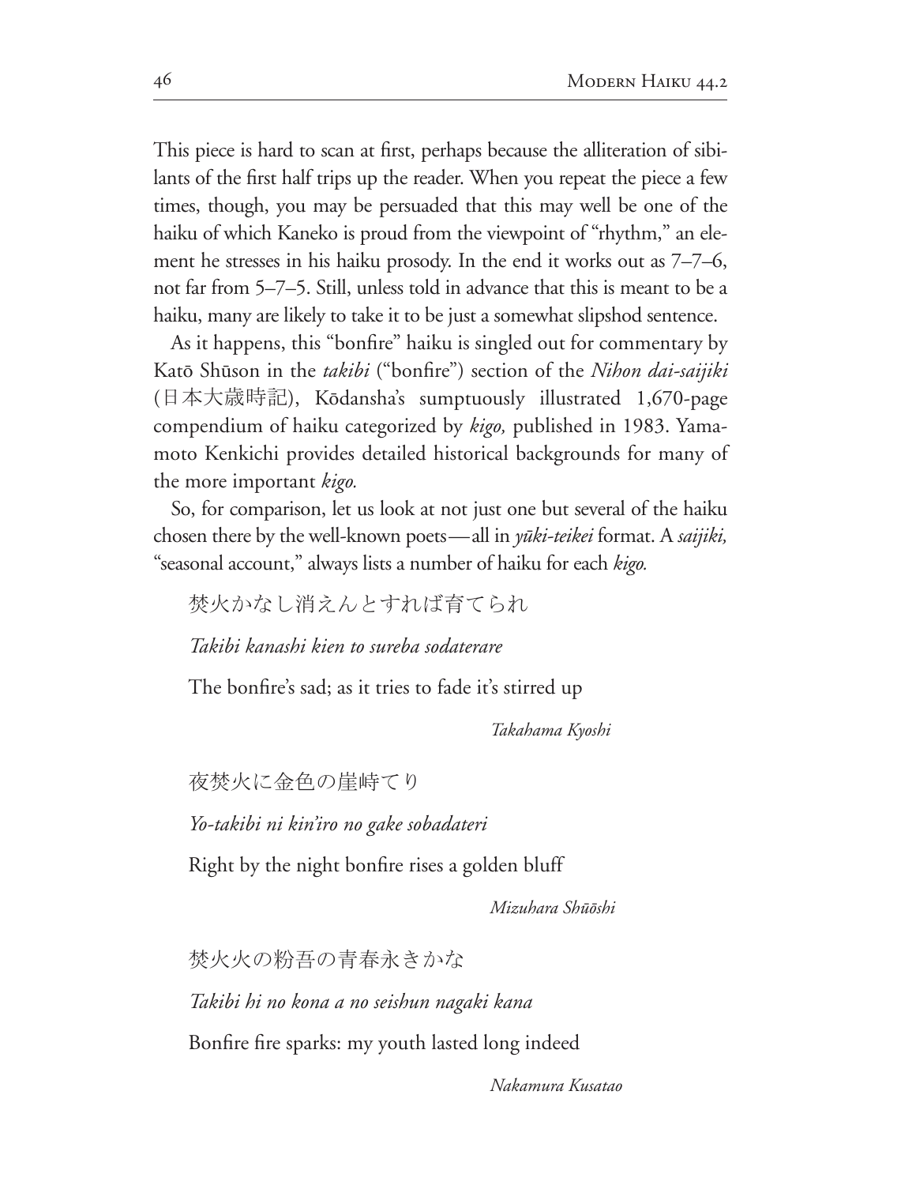This piece is hard to scan at first, perhaps because the alliteration of sibilants of the first half trips up the reader. When you repeat the piece a few times, though, you may be persuaded that this may well be one of the haiku of which Kaneko is proud from the viewpoint of "rhythm," an element he stresses in his haiku prosody. In the end it works out as 7–7–6, not far from 5–7–5. Still, unless told in advance that this is meant to be a haiku, many are likely to take it to be just a somewhat slipshod sentence.

As it happens, this "bonfire" haiku is singled out for commentary by Katō Shūson in the *takibi* ("bonfire") section of the *Nihon dai-saijiki* (日本大歳時記), Kōdansha's sumptuously illustrated 1,670-page compendium of haiku categorized by *kigo,* published in 1983. Yamamoto Kenkichi provides detailed historical backgrounds for many of the more important *kigo.*

So, for comparison, let us look at not just one but several of the haiku chosen there by the well-known poets—all in *yūki-teikei* format. A *saijiki,* "seasonal account," always lists a number of haiku for each *kigo.*

焚火かなし消えんとすれば育てられ

*Takibi kanashi kien to sureba sodaterare*

The bonfire's sad; as it tries to fade it's stirred up

*Takahama Kyoshi*

夜焚火に金色の崖峙てり

*Yo-takibi ni kin'iro no gake sobadateri*

Right by the night bonfire rises a golden bluff

*Mizuhara Shūōshi*

焚火火の粉吾の青春永きかな

*Takibi hi no kona a no seishun nagaki kana*

Bonfire fire sparks: my youth lasted long indeed

*Nakamura Kusatao*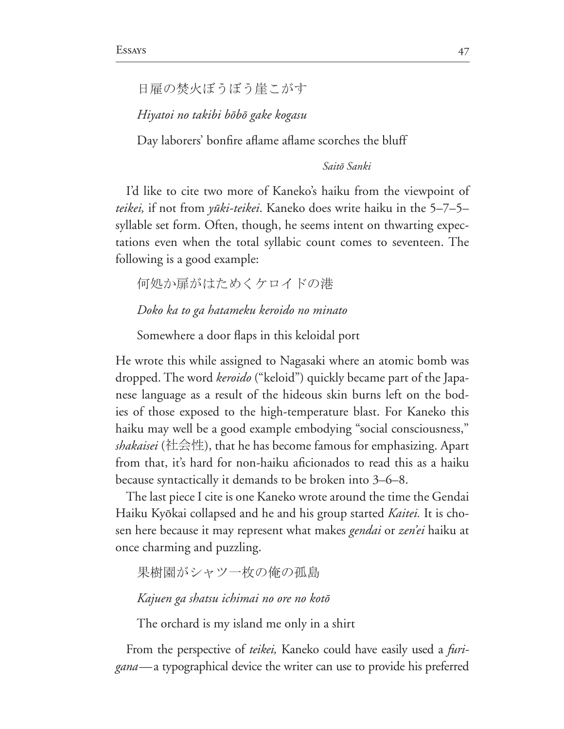日雇の焚火ぼうぼう崖こがす

*Hiyatoi no takibi bōbō gake kogasu*

Day laborers' bonfire aflame aflame scorches the bluff

*Saitō Sanki*

I'd like to cite two more of Kaneko's haiku from the viewpoint of *teikei,* if not from *yūki-teikei*. Kaneko does write haiku in the 5–7–5–syllable set form. Often, though, he seems intent on thwarting expectations even when the total syllabic count comes to seventeen. The following is a good example:

何処か扉がはためくケロイドの港

*Doko ka to ga hatameku keroido no minato*

Somewhere a door flaps in this keloidal port

He wrote this while assigned to Nagasaki where an atomic bomb was dropped. The word *keroido* ("keloid") quickly became part of the Japanese language as a result of the hideous skin burns left on the bodies of those exposed to the high-temperature blast. For Kaneko this haiku may well be a good example embodying "social consciousness," *shakaisei* (社会性), that he has become famous for emphasizing. Apart from that, it's hard for non-haiku aficionados to read this as a haiku because syntactically it demands to be broken into 3–6–8.

The last piece I cite is one Kaneko wrote around the time the Gendai Haiku Kyōkai collapsed and he and his group started *Kaitei.* It is chosen here because it may represent what makes *gendai* or *zen'ei* haiku at once charming and puzzling.

果樹園がシャツ一枚の俺の孤島

*Kajuen ga shatsu ichimai no ore no kotō*

The orchard is my island me only in a shirt

From the perspective of *teikei,* Kaneko could have easily used a *furigana*—a typographical device the writer can use to provide his preferred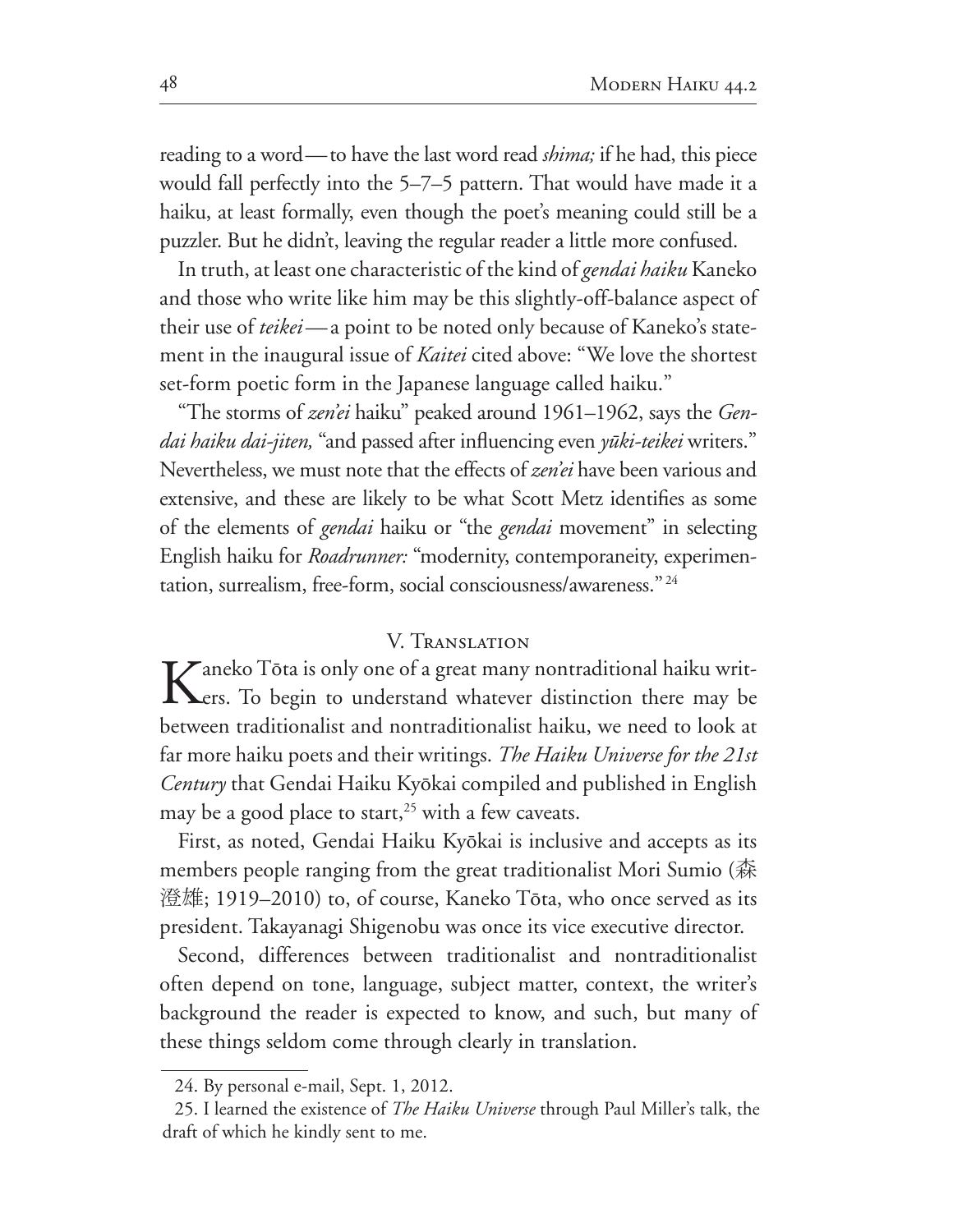reading to a word—to have the last word read *shima;* if he had, this piece would fall perfectly into the 5–7–5 pattern. That would have made it a haiku, at least formally, even though the poet's meaning could still be a puzzler. But he didn't, leaving the regular reader a little more confused.

In truth, at least one characteristic of the kind of *gendai haiku* Kaneko and those who write like him may be this slightly-off-balance aspect of their use of *teikei*—a point to be noted only because of Kaneko's statement in the inaugural issue of *Kaitei* cited above: "We love the shortest set-form poetic form in the Japanese language called haiku."

"The storms of *zen'ei* haiku" peaked around 1961–1962, says the *Gendai haiku dai-jiten,* "and passed after influencing even *yūki-teikei* writers." Nevertheless, we must note that the effects of *zen'ei* have been various and extensive, and these are likely to be what Scott Metz identifies as some of the elements of *gendai* haiku or "the *gendai* movement" in selecting English haiku for *Roadrunner:* "modernity, contemporaneity, experimentation, surrealism, free-form, social consciousness/awareness."[24]

## V. Translation

Kaneko Tōta is only one of a great many nontraditional haiku writers. To begin to understand whatever distinction there may be between traditionalist and nontraditionalist haiku, we need to look at far more haiku poets and their writings. *The Haiku Universe for the 21st Century* that Gendai Haiku Kyōkai compiled and published in English may be a good place to start,[25] with a few caveats.

First, as noted, Gendai Haiku Kyōkai is inclusive and accepts as its members people ranging from the great traditionalist Mori Sumio (森澄雄; 1919–2010) to, of course, Kaneko Tōta, who once served as its president. Takayanagi Shigenobu was once its vice executive director.

Second, differences between traditionalist and nontraditionalist often depend on tone, language, subject matter, context, the writer's background the reader is expected to know, and such, but many of these things seldom come through clearly in translation.

---

24. By personal e-mail, Sept. 1, 2012.

25. I learned the existence of *The Haiku Universe* through Paul Miller's talk, the draft of which he kindly sent to me.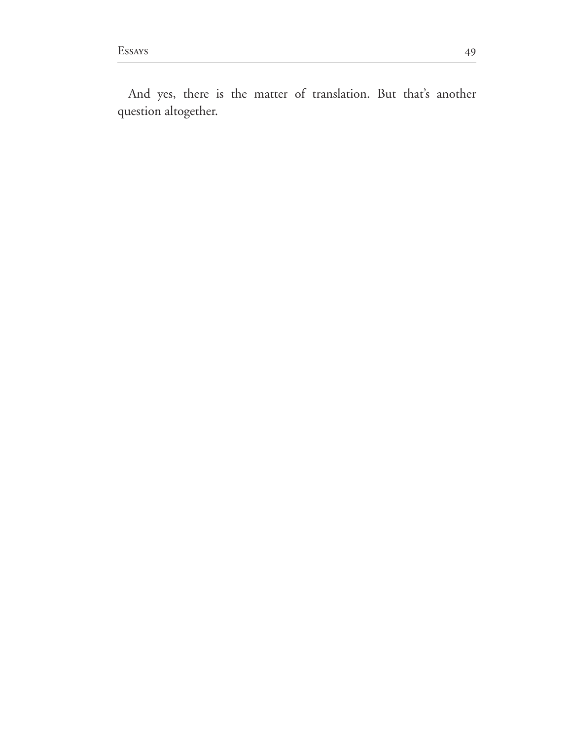And yes, there is the matter of translation. But that's another question altogether.